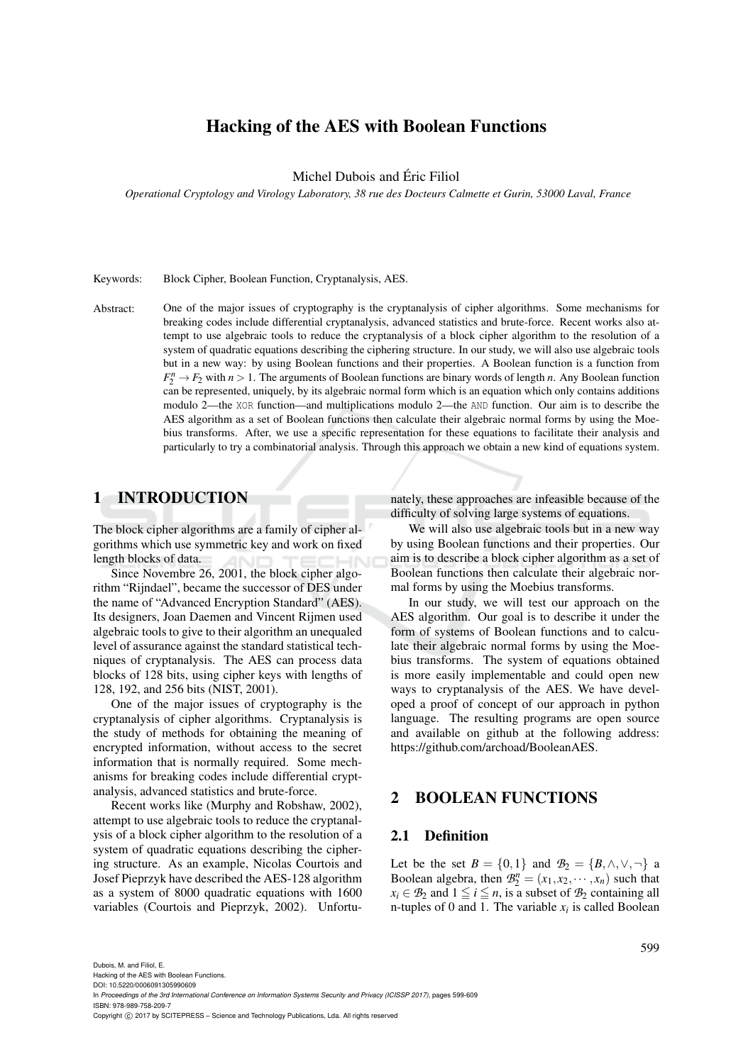# Hacking of the AES with Boolean Functions

Michel Dubois and Éric Filiol

*Operational Cryptology and Virology Laboratory, 38 rue des Docteurs Calmette et Gurin, 53000 Laval, France*

Keywords: Block Cipher, Boolean Function, Cryptanalysis, AES.

Abstract: One of the major issues of cryptography is the cryptanalysis of cipher algorithms. Some mechanisms for breaking codes include differential cryptanalysis, advanced statistics and brute-force. Recent works also attempt to use algebraic tools to reduce the cryptanalysis of a block cipher algorithm to the resolution of a system of quadratic equations describing the ciphering structure. In our study, we will also use algebraic tools but in a new way: by using Boolean functions and their properties. A Boolean function is a function from $F_2^n \rightarrow F_2$ with $n > 1$. The arguments of Boolean functions are binary words of length $n$. Any Boolean function can be represented, uniquely, by its algebraic normal form which is an equation which only contains additions modulo 2—the XOR function—and multiplications modulo 2—the AND function. Our aim is to describe the AES algorithm as a set of Boolean functions then calculate their algebraic normal forms by using the Moebius transforms. After, we use a specific representation for these equations to facilitate their analysis and particularly to try a combinatorial analysis. Through this approach we obtain a new kind of equations system.

## 1 INTRODUCTION

The block cipher algorithms are a family of cipher algorithms which use symmetric key and work on fixed length blocks of data.

Since Novembre 26, 2001, the block cipher algorithm "Rijndael", became the successor of DES under the name of "Advanced Encryption Standard" (AES). Its designers, Joan Daemen and Vincent Rijmen used algebraic tools to give to their algorithm an unequaled level of assurance against the standard statistical techniques of cryptanalysis. The AES can process data blocks of 128 bits, using cipher keys with lengths of 128, 192, and 256 bits (NIST, 2001).

One of the major issues of cryptography is the cryptanalysis of cipher algorithms. Cryptanalysis is the study of methods for obtaining the meaning of encrypted information, without access to the secret information that is normally required. Some mechanisms for breaking codes include differential cryptanalysis, advanced statistics and brute-force.

Recent works like (Murphy and Robshaw, 2002), attempt to use algebraic tools to reduce the cryptanalysis of a block cipher algorithm to the resolution of a system of quadratic equations describing the ciphering structure. As an example, Nicolas Courtois and Josef Pieprzyk have described the AES-128 algorithm as a system of 8000 quadratic equations with 1600 variables (Courtois and Pieprzyk, 2002). Unfortunately, these approaches are infeasible because of the difficulty of solving large systems of equations.

We will also use algebraic tools but in a new way by using Boolean functions and their properties. Our aim is to describe a block cipher algorithm as a set of Boolean functions then calculate their algebraic normal forms by using the Moebius transforms.

In our study, we will test our approach on the AES algorithm. Our goal is to describe it under the form of systems of Boolean functions and to calculate their algebraic normal forms by using the Moebius transforms. The system of equations obtained is more easily implementable and could open new ways to cryptanalysis of the AES. We have developed a proof of concept of our approach in python language. The resulting programs are open source and available on github at the following address: https://github.com/archoad/BooleanAES.

## 2 BOOLEAN FUNCTIONS

### 2.1 Definition

Let be the set $B = \{0, 1\}$ and $\mathcal{B}_2 = \{B, \wedge, \vee, \neg\}$ a Boolean algebra, then $\mathcal{B}_2^n = (x_1, x_2, \cdots, x_n)$ such that $x_i \in \mathcal{B}_2$ and $1 \leqq i \leqq n$, is a subset of $\mathcal{B}_2$ containing all n-tuples of 0 and 1. The variable $x_i$ is called Boolean

Dubois, M. and Filiol, E.
Hacking of the AES with Boolean Functions.
DOI: 10.5220/0006091305990609
In *Proceedings of the 3rd International Conference on Information Systems Security and Privacy (ICISSP 2017)*, pages 599-609
ISBN: 978-989-758-209-7
Copyright © 2017 by SCITEPRESS – Science and Technology Publications, Lda. All rights reserved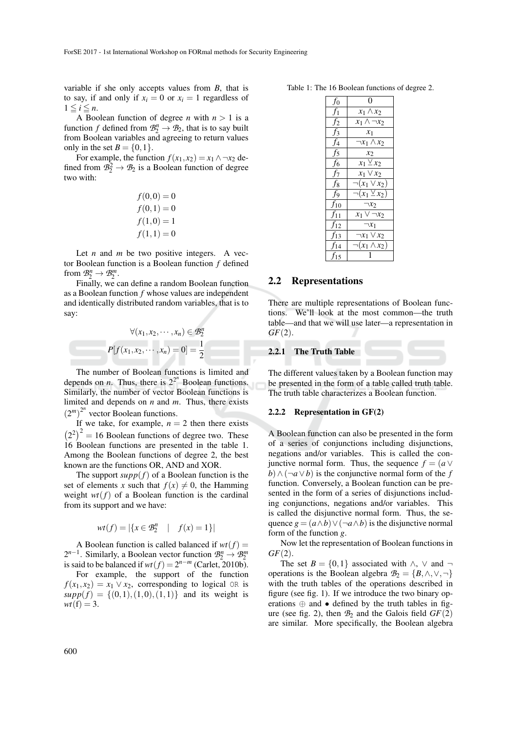variable if she only accepts values from $B$, that is to say, if and only if $x_i = 0$ or $x_i = 1$ regardless of $1 \leqq i \leqq n$.

A Boolean function of degree $n$ with $n > 1$ is a function $f$ defined from $\mathcal{B}_2^n \rightarrow \mathcal{B}_2$, that is to say built from Boolean variables and agreeing to return values only in the set $B = \{0, 1\}$.

For example, the function $f(x_1, x_2) = x_1 \wedge \neg x_2$ defined from $\mathcal{B}_2^2 \rightarrow \mathcal{B}_2$ is a Boolean function of degree two with:

$$f(0,0) = 0$$
$$f(0,1) = 0$$
$$f(1,0) = 1$$
$$f(1,1) = 0$$

Let $n$ and $m$ be two positive integers. A vector Boolean function is a Boolean function $f$ defined from $\mathcal{B}_2^n \rightarrow \mathcal{B}_2^m$.

Finally, we can define a random Boolean function as a Boolean function $f$ whose values are independent and identically distributed random variables, that is to say:

$$\forall (x_1, x_2, \cdots, x_n) \in \mathcal{B}_2^n$$
$$P[f(x_1, x_2, \cdots, x_n) = 0] = \frac{1}{2}$$

The number of Boolean functions is limited and depends on $n$. Thus, there is $2^{2^n}$ Boolean functions. Similarly, the number of vector Boolean functions is limited and depends on $n$ and $m$. Thus, there exists $(2^m)^{2^n}$ vector Boolean functions.

If we take, for example, $n = 2$ then there exists $(2^2)^2 = 16$ Boolean functions of degree two. These 16 Boolean functions are presented in the table 1. Among the Boolean functions of degree 2, the best known are the functions OR, AND and XOR.

The support $supp(f)$ of a Boolean function is the set of elements $x$ such that $f(x) \neq 0$, the Hamming weight $wt(f)$ of a Boolean function is the cardinal from its support and we have:

$$wt(f) = |\{x \in \mathcal{B}_2^n \quad | \quad f(x) = 1\}|$$

A Boolean function is called balanced if $wt(f) = 2^{n-1}$. Similarly, a Boolean vector function $\mathcal{B}_2^n \rightarrow \mathcal{B}_2^m$ is said to be balanced if $wt(f) = 2^{n-m}$ (Carlet, 2010b).

For example, the support of the function $f(x_1, x_2) = x_1 \vee x_2$, corresponding to logical `OR` is $supp(f) = \{(0,1), (1,0), (1,1)\}$ and its weight is $wt(f) = 3$.

Table 1: The 16 Boolean functions of degree 2.

| | |
|---|---|
| $f_0$ | $0$ |
| $f_1$ | $x_1 \wedge x_2$ |
| $f_2$ | $x_1 \wedge \neg x_2$ |
| $f_3$ | $x_1$ |
| $f_4$ | $\neg x_1 \wedge x_2$ |
| $f_5$ | $x_2$ |
| $f_6$ | $x_1 \veebar x_2$ |
| $f_7$ | $x_1 \vee x_2$ |
| $f_8$ | $\neg(x_1 \vee x_2)$ |
| $f_9$ | $\neg(x_1 \veebar x_2)$ |
| $f_{10}$ | $\neg x_2$ |
| $f_{11}$ | $x_1 \vee \neg x_2$ |
| $f_{12}$ | $\neg x_1$ |
| $f_{13}$ | $\neg x_1 \vee x_2$ |
| $f_{14}$ | $\neg(x_1 \wedge x_2)$ |
| $f_{15}$ | $1$ |

## 2.2 Representations

There are multiple representations of Boolean functions. We'll look at the most common—the truth table—and that we will use later—a representation in $GF(2)$.

### 2.2.1 The Truth Table

The different values taken by a Boolean function may be presented in the form of a table called truth table. The truth table characterizes a Boolean function.

### 2.2.2 Representation in GF(2)

A Boolean function can also be presented in the form of a series of conjunctions including disjunctions, negations and/or variables. This is called the conjunctive normal form. Thus, the sequence $f = (a \vee b) \wedge (\neg a \vee b)$ is the conjunctive normal form of the $f$ function. Conversely, a Boolean function can be presented in the form of a series of disjunctions including conjunctions, negations and/or variables. This is called the disjunctive normal form. Thus, the sequence $g = (a \wedge b) \vee (\neg a \wedge b)$ is the disjunctive normal form of the function $g$.

Now let the representation of Boolean functions in $GF(2)$.

The set $B = \{0, 1\}$ associated with $\wedge$, $\vee$ and $\neg$ operations is the Boolean algebra $\mathcal{B}_2 = \{B, \wedge, \vee, \neg\}$ with the truth tables of the operations described in figure (see fig. 1). If we introduce the two binary operations $\oplus$ and $\bullet$ defined by the truth tables in figure (see fig. 2), then $\mathcal{B}_2$ and the Galois field $GF(2)$ are similar. More specifically, the Boolean algebra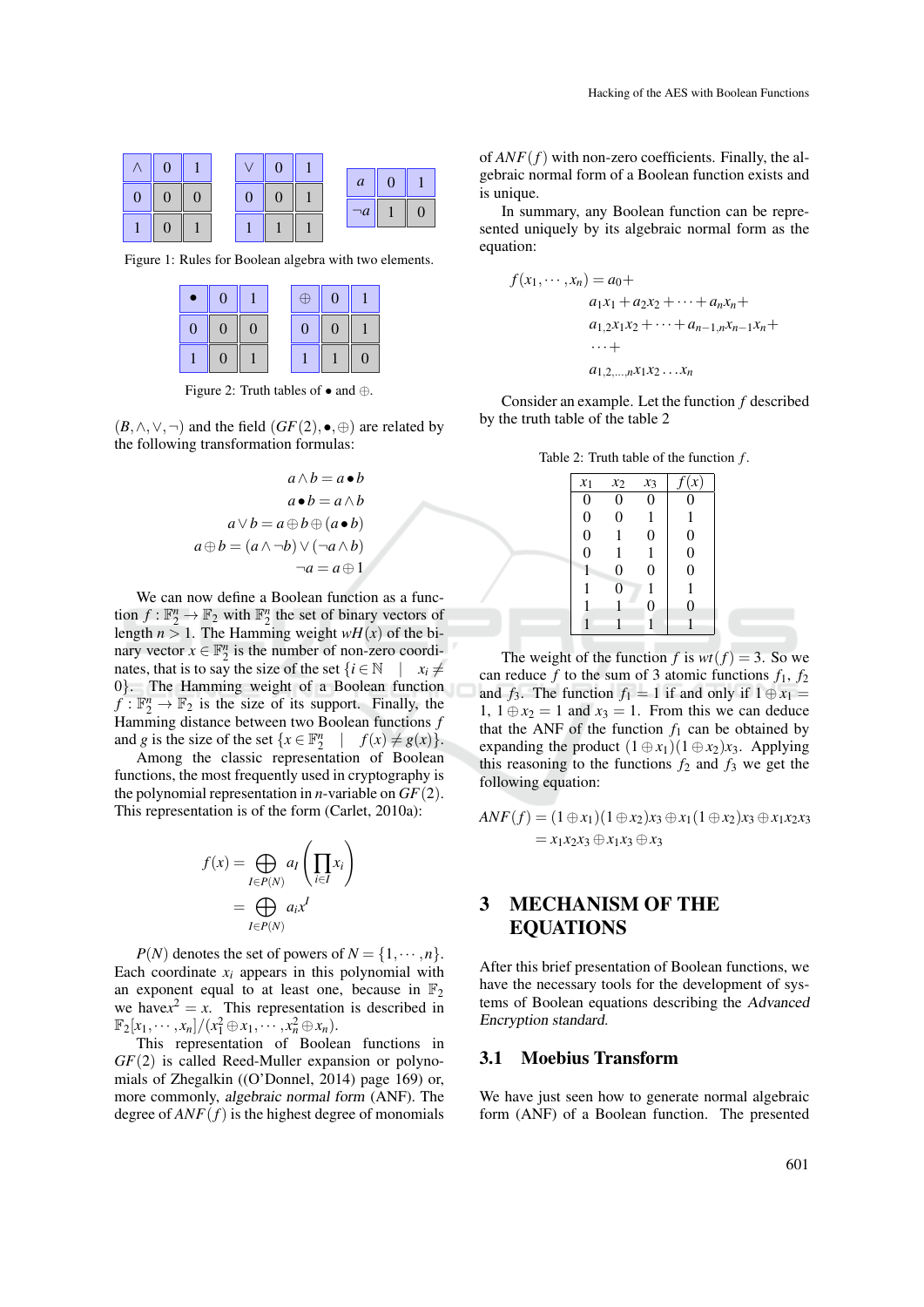| $\wedge$ | 0 | 1 |
|---|---|---|
| 0 | 0 | 0 |
| 1 | 0 | 1 |

| $\vee$ | 0 | 1 |
|---|---|---|
| 0 | 0 | 1 |
| 1 | 1 | 1 |

| $a$ | 0 | 1 |
|---|---|---|
| $\neg a$ | 1 | 0 |

Figure 1: Rules for Boolean algebra with two elements.

| $\bullet$ | 0 | 1 |
|---|---|---|
| 0 | 0 | 0 |
| 1 | 0 | 1 |

| $\oplus$ | 0 | 1 |
|---|---|---|
| 0 | 0 | 1 |
| 1 | 1 | 0 |

Figure 2: Truth tables of $\bullet$ and $\oplus$.

$(B, \wedge, \vee, \neg)$ and the field $(GF(2), \bullet, \oplus)$ are related by the following transformation formulas:

$$
\begin{aligned}
a \wedge b &= a \bullet b \\
a \bullet b &= a \wedge b \\
a \vee b &= a \oplus b \oplus (a \bullet b) \\
a \oplus b &= (a \wedge \neg b) \vee (\neg a \wedge b) \\
\neg a &= a \oplus 1
\end{aligned}
$$

We can now define a Boolean function as a function $f : \mathbb{F}_2^n \to \mathbb{F}_2$ with $\mathbb{F}_2^n$ the set of binary vectors of length $n > 1$. The Hamming weight $wH(x)$ of the binary vector $x \in \mathbb{F}_2^n$ is the number of non-zero coordinates, that is to say the size of the set $\{i \in \mathbb{N} \quad | \quad x_i \neq 0\}$. The Hamming weight of a Boolean function $f : \mathbb{F}_2^n \to \mathbb{F}_2$ is the size of its support. Finally, the Hamming distance between two Boolean functions $f$ and $g$ is the size of the set $\{x \in \mathbb{F}_2^n \quad | \quad f(x) \neq g(x)\}$.

Among the classic representation of Boolean functions, the most frequently used in cryptography is the polynomial representation in $n$-variable on $GF(2)$. This representation is of the form (Carlet, 2010a):

$$
\begin{aligned}
f(x) &= \bigoplus_{I \in P(N)} a_I \left( \prod_{i \in I} x_i \right) \\
&= \bigoplus_{I \in P(N)} a_I x^I
\end{aligned}
$$

$P(N)$ denotes the set of powers of $N = \{1, \cdots, n\}$. Each coordinate $x_i$ appears in this polynomial with an exponent equal to at least one, because in $\mathbb{F}_2$ we have$x^2 = x$. This representation is described in $\mathbb{F}_2[x_1, \cdots, x_n]/(x_1^2 \oplus x_1, \cdots, x_n^2 \oplus x_n)$.

This representation of Boolean functions in $GF(2)$ is called Reed-Muller expansion or polynomials of Zhegalkin ((O'Donnel, 2014) page 169) or, more commonly, *algebraic normal form* (ANF). The degree of $ANF(f)$ is the highest degree of monomials of $ANF(f)$ with non-zero coefficients. Finally, the algebraic normal form of a Boolean function exists and is unique.

In summary, any Boolean function can be represented uniquely by its algebraic normal form as the equation:

$$
\begin{aligned}
f(x_1, \cdots, x_n) = a_0 + \\
& a_1 x_1 + a_2 x_2 + \cdots + a_n x_n + \\
& a_{1,2} x_1 x_2 + \cdots + a_{n-1,n} x_{n-1} x_n + \\
& \cdots + \\
& a_{1,2,\ldots,n} x_1 x_2 \ldots x_n
\end{aligned}
$$

Consider an example. Let the function $f$ described by the truth table of the table 2

Table 2: Truth table of the function $f$.

| $x_1$ | $x_2$ | $x_3$ | $f(x)$ |
|---|---|---|---|
| 0 | 0 | 0 | 0 |
| 0 | 0 | 1 | 1 |
| 0 | 1 | 0 | 0 |
| 0 | 1 | 1 | 0 |
| 1 | 0 | 0 | 0 |
| 1 | 0 | 1 | 1 |
| 1 | 1 | 0 | 0 |
| 1 | 1 | 1 | 1 |

The weight of the function $f$ is $wt(f) = 3$. So we can reduce $f$ to the sum of 3 atomic functions $f_1$, $f_2$ and $f_3$. The function $f_1 = 1$ if and only if $1 \oplus x_1 = 1$, $1 \oplus x_2 = 1$ and $x_3 = 1$. From this we can deduce that the ANF of the function $f_1$ can be obtained by expanding the product $(1 \oplus x_1)(1 \oplus x_2)x_3$. Applying this reasoning to the functions $f_2$ and $f_3$ we get the following equation:

$$
\begin{aligned}
ANF(f) &= (1 \oplus x_1)(1 \oplus x_2)x_3 \oplus x_1(1 \oplus x_2)x_3 \oplus x_1 x_2 x_3 \\
&= x_1 x_2 x_3 \oplus x_1 x_3 \oplus x_3
\end{aligned}
$$

## 3 MECHANISM OF THE EQUATIONS

After this brief presentation of Boolean functions, we have the necessary tools for the development of systems of Boolean equations describing the *Advanced Encryption standard*.

### 3.1 Moebius Transform

We have just seen how to generate normal algebraic form (ANF) of a Boolean function. The presented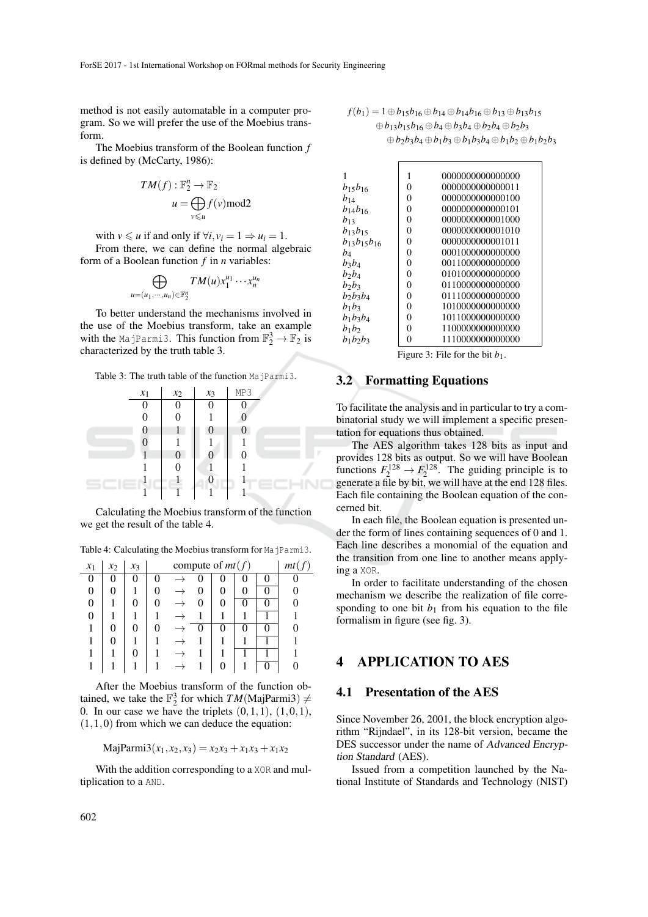method is not easily automatable in a computer program. So we will prefer the use of the Moebius transform.

The Moebius transform of the Boolean function $f$ is defined by (McCarty, 1986):

$$TM(f) : \mathbb{F}_2^n \to \mathbb{F}_2$$
$$u = \bigoplus_{v \leqslant u} f(v) \bmod 2$$

with $v \leqslant u$ if and only if $\forall i, v_i = 1 \Rightarrow u_i = 1$.

From there, we can define the normal algebraic form of a Boolean function $f$ in $n$ variables:

$$\bigoplus_{u=(u_1,\cdots,u_n)\in\mathbb{F}_2^n} TM(u) x_1^{u_1} \cdots x_n^{u_n}$$

To better understand the mechanisms involved in the use of the Moebius transform, take an example with the `MajParmi3`. This function from $\mathbb{F}_2^3 \to \mathbb{F}_2$ is characterized by the truth table 3.

Table 3: The truth table of the function `MajParmi3`.

| $x_1$ | $x_2$ | $x_3$ | MP3 |
|---|---|---|---|
| 0 | 0 | 0 | 0 |
| 0 | 0 | 1 | 0 |
| 0 | 1 | 0 | 0 |
| 0 | 1 | 1 | 1 |
| 1 | 0 | 0 | 0 |
| 1 | 0 | 1 | 1 |
| 1 | 1 | 0 | 1 |
| 1 | 1 | 1 | 1 |

Calculating the Moebius transform of the function we get the result of the table 4.

Table 4: Calculating the Moebius transform for `MajParmi3`.

| $x_1$ | $x_2$ | $x_3$ | compute of $mt(f)$ | | | | | | $mt(f)$ |
|---|---|---|---|---|---|---|---|---|---|
| 0 | 0 | 0 | 0 | $\rightarrow$ | 0 | 0 | 0 | 0 | 0 |
| 0 | 0 | 1 | 0 | $\rightarrow$ | 0 | 0 | 0 | 0 | 0 |
| 0 | 1 | 0 | 0 | $\rightarrow$ | 0 | 0 | 0 | 0 | 0 |
| 0 | 1 | 1 | 1 | $\rightarrow$ | 1 | 1 | 1 | 1 | 1 |
| 1 | 0 | 0 | 0 | $\rightarrow$ | 0 | 0 | 0 | 0 | 0 |
| 1 | 0 | 1 | 1 | $\rightarrow$ | 1 | 1 | 1 | 1 | 1 |
| 1 | 1 | 0 | 1 | $\rightarrow$ | 1 | 1 | 1 | 1 | 1 |
| 1 | 1 | 1 | 1 | $\rightarrow$ | 1 | 0 | 1 | 0 | 0 |

After the Moebius transform of the function obtained, we take the $\mathbb{F}_2^3$ for which $TM(\text{MajParmi3}) \neq 0$. In our case we have the triplets $(0,1,1)$, $(1,0,1)$, $(1,1,0)$ from which we can deduce the equation:

$$\text{MajParmi3}(x_1,x_2,x_3) = x_2x_3 + x_1x_3 + x_1x_2$$

With the addition corresponding to a `XOR` and multiplication to a `AND`.

$$f(b_1) = 1 \oplus b_{15}b_{16} \oplus b_{14} \oplus b_{14}b_{16} \oplus b_{13} \oplus b_{13}b_{15} \oplus b_{13}b_{15}b_{16} \oplus b_4 \oplus b_3b_4 \oplus b_2b_4 \oplus b_2b_3 \oplus b_2b_3b_4 \oplus b_1b_3 \oplus b_1b_3b_4 \oplus b_1b_2 \oplus b_1b_2b_3$$

| | | |
|---|---|---|
| 1 | 1 | 0000000000000000 |
| $b_{15}b_{16}$ | 0 | 0000000000000011 |
| $b_{14}$ | 0 | 0000000000000100 |
| $b_{14}b_{16}$ | 0 | 0000000000000101 |
| $b_{13}$ | 0 | 0000000000001000 |
| $b_{13}b_{15}$ | 0 | 0000000000001010 |
| $b_{13}b_{15}b_{16}$ | 0 | 0000000000001011 |
| $b_4$ | 0 | 0001000000000000 |
| $b_3b_4$ | 0 | 0011000000000000 |
| $b_2b_4$ | 0 | 0101000000000000 |
| $b_2b_3$ | 0 | 0110000000000000 |
| $b_2b_3b_4$ | 0 | 0111000000000000 |
| $b_1b_3$ | 0 | 1010000000000000 |
| $b_1b_3b_4$ | 0 | 1011000000000000 |
| $b_1b_2$ | 0 | 1100000000000000 |
| $b_1b_2b_3$ | 0 | 1110000000000000 |

Figure 3: File for the bit $b_1$.

## 3.2 Formatting Equations

To facilitate the analysis and in particular to try a combinatorial study we will implement a specific presentation for equations thus obtained.

The AES algorithm takes 128 bits as input and provides 128 bits as output. So we will have Boolean functions $F_2^{128} \to F_2^{128}$. The guiding principle is to generate a file by bit, we will have at the end 128 files. Each file containing the Boolean equation of the concerned bit.

In each file, the Boolean equation is presented under the form of lines containing sequences of 0 and 1. Each line describes a monomial of the equation and the transition from one line to another means applying a `XOR`.

In order to facilitate understanding of the chosen mechanism we describe the realization of file corresponding to one bit $b_1$ from his equation to the file formalism in figure (see fig. 3).

# 4 APPLICATION TO AES

## 4.1 Presentation of the AES

Since November 26, 2001, the block encryption algorithm "Rijndael", in its 128-bit version, became the DES successor under the name of *Advanced Encryption Standard* (AES).

Issued from a competition launched by the National Institute of Standards and Technology (NIST)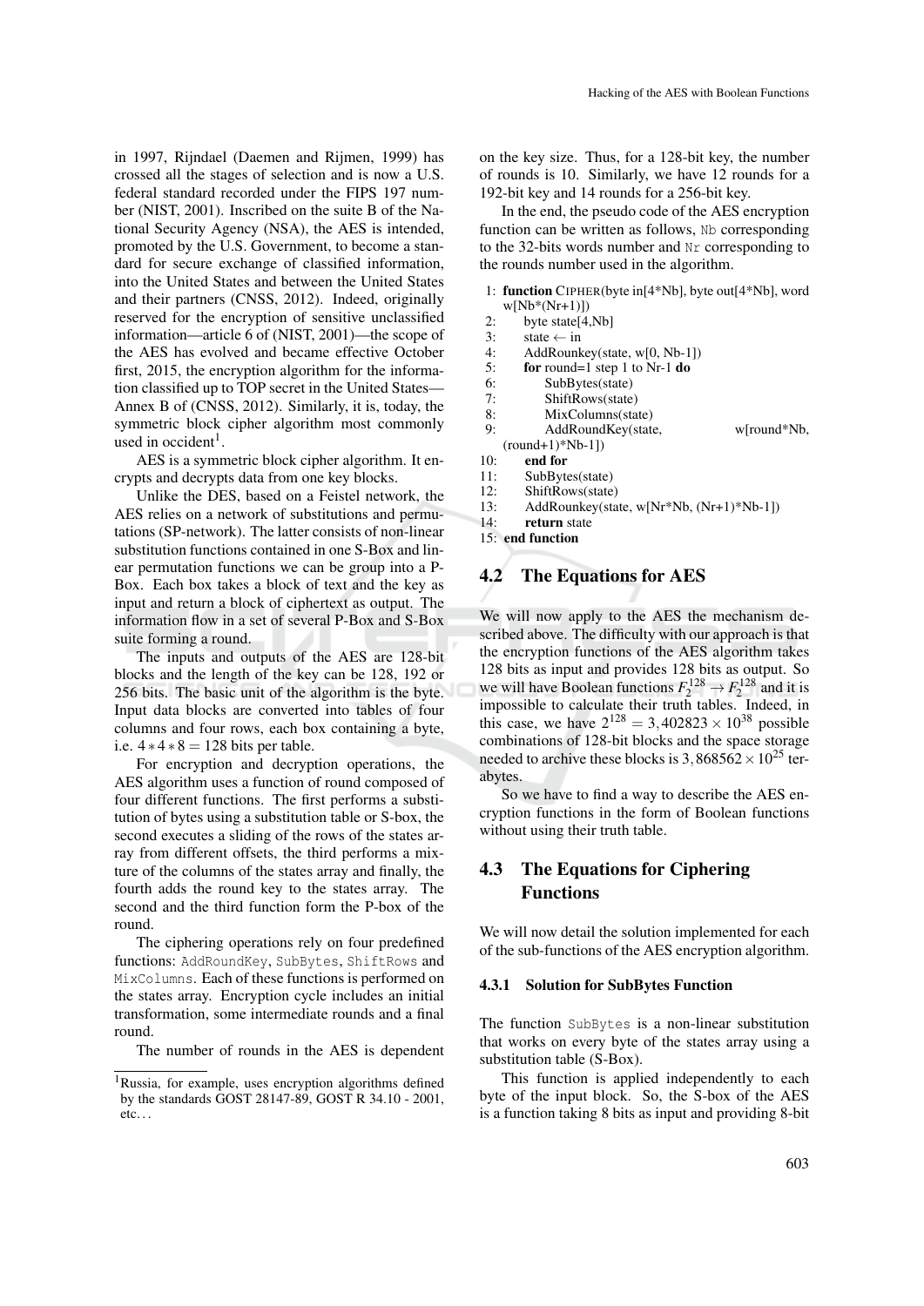in 1997, Rijndael (Daemen and Rijmen, 1999) has crossed all the stages of selection and is now a U.S. federal standard recorded under the FIPS 197 number (NIST, 2001). Inscribed on the suite B of the National Security Agency (NSA), the AES is intended, promoted by the U.S. Government, to become a standard for secure exchange of classified information, into the United States and between the United States and their partners (CNSS, 2012). Indeed, originally reserved for the encryption of sensitive unclassified information—article 6 of (NIST, 2001)—the scope of the AES has evolved and became effective October first, 2015, the encryption algorithm for the information classified up to TOP secret in the United States—Annex B of (CNSS, 2012). Similarly, it is, today, the symmetric block cipher algorithm most commonly used in occident[1].

AES is a symmetric block cipher algorithm. It encrypts and decrypts data from one key blocks.

Unlike the DES, based on a Feistel network, the AES relies on a network of substitutions and permutations (SP-network). The latter consists of non-linear substitution functions contained in one S-Box and linear permutation functions we can be group into a P-Box. Each box takes a block of text and the key as input and return a block of ciphertext as output. The information flow in a set of several P-Box and S-Box suite forming a round.

The inputs and outputs of the AES are 128-bit blocks and the length of the key can be 128, 192 or 256 bits. The basic unit of the algorithm is the byte. Input data blocks are converted into tables of four columns and four rows, each box containing a byte, i.e. $4*4*8 = 128$ bits per table.

For encryption and decryption operations, the AES algorithm uses a function of round composed of four different functions. The first performs a substitution of bytes using a substitution table or S-box, the second executes a sliding of the rows of the states array from different offsets, the third performs a mixture of the columns of the states array and finally, the fourth adds the round key to the states array. The second and the third function form the P-box of the round.

The ciphering operations rely on four predefined functions: `AddRoundKey`, `SubBytes`, `ShiftRows` and `MixColumns`. Each of these functions is performed on the states array. Encryption cycle includes an initial transformation, some intermediate rounds and a final round.

The number of rounds in the AES is dependent on the key size. Thus, for a 128-bit key, the number of rounds is 10. Similarly, we have 12 rounds for a 192-bit key and 14 rounds for a 256-bit key.

In the end, the pseudo code of the AES encryption function can be written as follows, `Nb` corresponding to the 32-bits words number and `Nr` corresponding to the rounds number used in the algorithm.

```
1:  function CIPHER(byte in[4*Nb], byte out[4*Nb], word w[Nb*(Nr+1)])
2:      byte state[4,Nb]
3:      state ← in
4:      AddRounkey(state, w[0, Nb-1])
5:      for round=1 step 1 to Nr-1 do
6:          SubBytes(state)
7:          ShiftRows(state)
8:          MixColumns(state)
9:          AddRoundKey(state, w[round*Nb, (round+1)*Nb-1])
10:     end for
11:     SubBytes(state)
12:     ShiftRows(state)
13:     AddRounkey(state, w[Nr*Nb, (Nr+1)*Nb-1])
14:     return state
15: end function
```

## 4.2 The Equations for AES

We will now apply to the AES the mechanism described above. The difficulty with our approach is that the encryption functions of the AES algorithm takes 128 bits as input and provides 128 bits as output. So we will have Boolean functions $F_2^{128} \to F_2^{128}$ and it is impossible to calculate their truth tables. Indeed, in this case, we have $2^{128} = 3,402823 \times 10^{38}$ possible combinations of 128-bit blocks and the space storage needed to archive these blocks is $3,868562 \times 10^{25}$ terabytes.

So we have to find a way to describe the AES encryption functions in the form of Boolean functions without using their truth table.

## 4.3 The Equations for Ciphering Functions

We will now detail the solution implemented for each of the sub-functions of the AES encryption algorithm.

### 4.3.1 Solution for SubBytes Function

The function `SubBytes` is a non-linear substitution that works on every byte of the states array using a substitution table (S-Box).

This function is applied independently to each byte of the input block. So, the S-box of the AES is a function taking 8 bits as input and providing 8-bit

[1] Russia, for example, uses encryption algorithms defined by the standards GOST 28147-89, GOST R 34.10 - 2001, etc…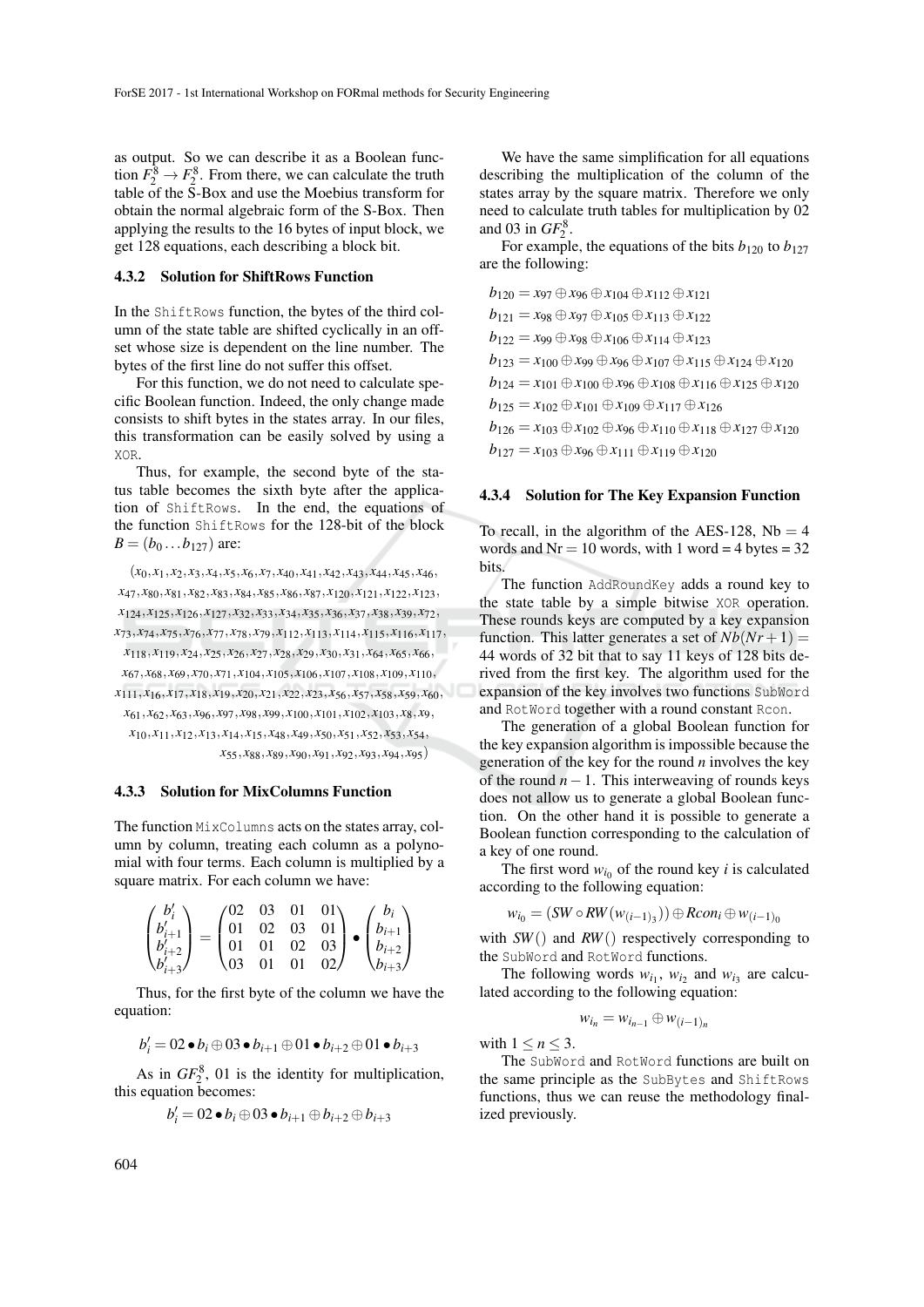as output. So we can describe it as a Boolean function $F_2^8 \rightarrow F_2^8$. From there, we can calculate the truth table of the S-Box and use the Moebius transform for obtain the normal algebraic form of the S-Box. Then applying the results to the 16 bytes of input block, we get 128 equations, each describing a block bit.

#### 4.3.2 Solution for ShiftRows Function

In the `ShiftRows` function, the bytes of the third column of the state table are shifted cyclically in an offset whose size is dependent on the line number. The bytes of the first line do not suffer this offset.

For this function, we do not need to calculate specific Boolean function. Indeed, the only change made consists to shift bytes in the states array. In our files, this transformation can be easily solved by using a `XOR`.

Thus, for example, the second byte of the status table becomes the sixth byte after the application of `ShiftRows`. In the end, the equations of the function `ShiftRows` for the 128-bit of the block $B = (b_0 \dots b_{127})$ are:

$$(x_0, x_1, x_2, x_3, x_4, x_5, x_6, x_7, x_{40}, x_{41}, x_{42}, x_{43}, x_{44}, x_{45}, x_{46}, x_{47}, x_{80}, x_{81}, x_{82}, x_{83}, x_{84}, x_{85}, x_{86}, x_{87}, x_{120}, x_{121}, x_{122}, x_{123}, x_{124}, x_{125}, x_{126}, x_{127}, x_{32}, x_{33}, x_{34}, x_{35}, x_{36}, x_{37}, x_{38}, x_{39}, x_{72}, x_{73}, x_{74}, x_{75}, x_{76}, x_{77}, x_{78}, x_{79}, x_{112}, x_{113}, x_{114}, x_{115}, x_{116}, x_{117}, x_{118}, x_{119}, x_{24}, x_{25}, x_{26}, x_{27}, x_{28}, x_{29}, x_{30}, x_{31}, x_{64}, x_{65}, x_{66}, x_{67}, x_{68}, x_{69}, x_{70}, x_{71}, x_{104}, x_{105}, x_{106}, x_{107}, x_{108}, x_{109}, x_{110}, x_{111}, x_{16}, x_{17}, x_{18}, x_{19}, x_{20}, x_{21}, x_{22}, x_{23}, x_{56}, x_{57}, x_{58}, x_{59}, x_{60}, x_{61}, x_{62}, x_{63}, x_{96}, x_{97}, x_{98}, x_{99}, x_{100}, x_{101}, x_{102}, x_{103}, x_8, x_9, x_{10}, x_{11}, x_{12}, x_{13}, x_{14}, x_{15}, x_{48}, x_{49}, x_{50}, x_{51}, x_{52}, x_{53}, x_{54}, x_{55}, x_{88}, x_{89}, x_{90}, x_{91}, x_{92}, x_{93}, x_{94}, x_{95})$$

#### 4.3.3 Solution for MixColumns Function

The function `MixColumns` acts on the states array, column by column, treating each column as a polynomial with four terms. Each column is multiplied by a square matrix. For each column we have:

$$\begin{pmatrix} b'_i \\ b'_{i+1} \\ b'_{i+2} \\ b'_{i+3} \end{pmatrix} = \begin{pmatrix} 02 & 03 & 01 & 01 \\ 01 & 02 & 03 & 01 \\ 01 & 01 & 02 & 03 \\ 03 & 01 & 01 & 02 \end{pmatrix} \bullet \begin{pmatrix} b_i \\ b_{i+1} \\ b_{i+2} \\ b_{i+3} \end{pmatrix}$$

Thus, for the first byte of the column we have the equation:

$$b'_i = 02 \bullet b_i \oplus 03 \bullet b_{i+1} \oplus 01 \bullet b_{i+2} \oplus 01 \bullet b_{i+3}$$

As in $GF_2^8$, 01 is the identity for multiplication, this equation becomes:

$$b'_i = 02 \bullet b_i \oplus 03 \bullet b_{i+1} \oplus b_{i+2} \oplus b_{i+3}$$

We have the same simplification for all equations describing the multiplication of the column of the states array by the square matrix. Therefore we only need to calculate truth tables for multiplication by 02 and 03 in $GF_2^8$.

For example, the equations of the bits $b_{120}$ to $b_{127}$ are the following:

$$b_{120} = x_{97} \oplus x_{96} \oplus x_{104} \oplus x_{112} \oplus x_{121}$$
$$b_{121} = x_{98} \oplus x_{97} \oplus x_{105} \oplus x_{113} \oplus x_{122}$$
$$b_{122} = x_{99} \oplus x_{98} \oplus x_{106} \oplus x_{114} \oplus x_{123}$$
$$b_{123} = x_{100} \oplus x_{99} \oplus x_{96} \oplus x_{107} \oplus x_{115} \oplus x_{124} \oplus x_{120}$$
$$b_{124} = x_{101} \oplus x_{100} \oplus x_{96} \oplus x_{108} \oplus x_{116} \oplus x_{125} \oplus x_{120}$$
$$b_{125} = x_{102} \oplus x_{101} \oplus x_{109} \oplus x_{117} \oplus x_{126}$$
$$b_{126} = x_{103} \oplus x_{102} \oplus x_{96} \oplus x_{110} \oplus x_{118} \oplus x_{127} \oplus x_{120}$$
$$b_{127} = x_{103} \oplus x_{96} \oplus x_{111} \oplus x_{119} \oplus x_{120}$$

#### 4.3.4 Solution for The Key Expansion Function

To recall, in the algorithm of the AES-128, Nb = 4 words and Nr = 10 words, with 1 word = 4 bytes = 32 bits.

The function `AddRoundKey` adds a round key to the state table by a simple bitwise `XOR` operation. These rounds keys are computed by a key expansion function. This latter generates a set of $Nb(Nr+1) = 44$ words of 32 bit that to say 11 keys of 128 bits derived from the first key. The algorithm used for the expansion of the key involves two functions `SubWord` and `RotWord` together with a round constant `Rcon`.

The generation of a global Boolean function for the key expansion algorithm is impossible because the generation of the key for the round $n$ involves the key of the round $n-1$. This interweaving of rounds keys does not allow us to generate a global Boolean function. On the other hand it is possible to generate a Boolean function corresponding to the calculation of a key of one round.

The first word $w_{i_0}$ of the round key $i$ is calculated according to the following equation:

$$w_{i_0} = (SW \circ RW(w_{(i-1)_3})) \oplus Rcon_i \oplus w_{(i-1)_0}$$

with $SW()$ and $RW()$ respectively corresponding to the `SubWord` and `RotWord` functions.

The following words $w_{i_1}$, $w_{i_2}$ and $w_{i_3}$ are calculated according to the following equation:

$$w_{i_n} = w_{i_{n-1}} \oplus w_{(i-1)_n}$$

with $1 \leq n \leq 3$.

The `SubWord` and `RotWord` functions are built on the same principle as the `SubBytes` and `ShiftRows` functions, thus we can reuse the methodology finalized previously.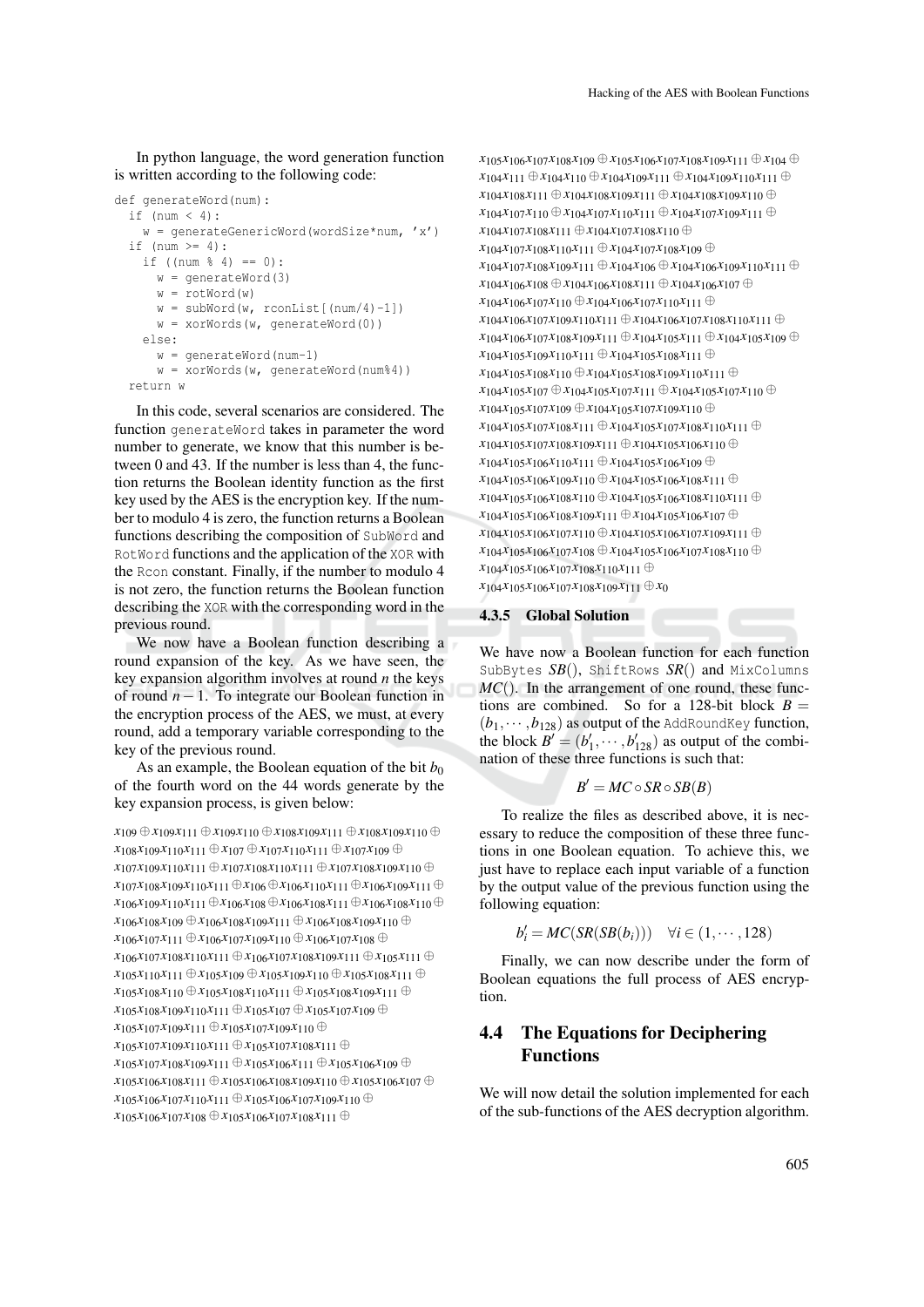In python language, the word generation function is written according to the following code:

```
def generateWord(num):
  if (num < 4):
    w = generateGenericWord(wordSize*num, 'x')
  if (num >= 4):
    if ((num % 4) == 0):
      w = generateWord(3)
      w = rotWord(w)
      w = subWord(w, rconList[(num/4)-1])
      w = xorWords(w, generateWord(0))
    else:
      w = generateWord(num-1)
      w = xorWords(w, generateWord(num%4))
  return w
```

In this code, several scenarios are considered. The function generateWord takes in parameter the word number to generate, we know that this number is between 0 and 43. If the number is less than 4, the function returns the Boolean identity function as the first key used by the AES is the encryption key. If the number to modulo 4 is zero, the function returns a Boolean functions describing the composition of SubWord and RotWord functions and the application of the XOR with the Rcon constant. Finally, if the number to modulo 4 is not zero, the function returns the Boolean function describing the XOR with the corresponding word in the previous round.

We now have a Boolean function describing a round expansion of the key. As we have seen, the key expansion algorithm involves at round $n$ the keys of round $n-1$. To integrate our Boolean function in the encryption process of the AES, we must, at every round, add a temporary variable corresponding to the key of the previous round.

As an example, the Boolean equation of the bit $b_0$ of the fourth word on the 44 words generate by the key expansion process, is given below:

$$x_{109} \oplus x_{109}x_{111} \oplus x_{109}x_{110} \oplus x_{108}x_{109}x_{111} \oplus x_{108}x_{109}x_{110} \oplus x_{108}x_{109}x_{110}x_{111} \oplus x_{107} \oplus x_{107}x_{110}x_{111} \oplus x_{107}x_{109} \oplus x_{107}x_{109}x_{110}x_{111} \oplus x_{107}x_{108}x_{110}x_{111} \oplus x_{107}x_{108}x_{109}x_{110} \oplus x_{107}x_{108}x_{109}x_{110}x_{111} \oplus x_{106} \oplus x_{106}x_{110}x_{111} \oplus x_{106}x_{109}x_{111} \oplus x_{106}x_{109}x_{110}x_{111} \oplus x_{106}x_{108} \oplus x_{106}x_{108}x_{111} \oplus x_{106}x_{108}x_{110} \oplus x_{106}x_{108}x_{109} \oplus x_{106}x_{108}x_{109}x_{111} \oplus x_{106}x_{108}x_{109}x_{110} \oplus x_{106}x_{107}x_{111} \oplus x_{106}x_{107}x_{109}x_{110} \oplus x_{106}x_{107}x_{108} \oplus x_{106}x_{107}x_{108}x_{110}x_{111} \oplus x_{106}x_{107}x_{108}x_{109}x_{111} \oplus x_{105}x_{111} \oplus x_{105}x_{110}x_{111} \oplus x_{105}x_{109} \oplus x_{105}x_{109}x_{110} \oplus x_{105}x_{108}x_{111} \oplus x_{105}x_{108}x_{110} \oplus x_{105}x_{108}x_{110}x_{111} \oplus x_{105}x_{108}x_{109}x_{111} \oplus x_{105}x_{108}x_{109}x_{110}x_{111} \oplus x_{105}x_{107} \oplus x_{105}x_{107}x_{109} \oplus x_{105}x_{107}x_{109}x_{111} \oplus x_{105}x_{107}x_{109}x_{110} \oplus x_{105}x_{107}x_{109}x_{110}x_{111} \oplus x_{105}x_{107}x_{108}x_{111} \oplus x_{105}x_{107}x_{108}x_{109}x_{111} \oplus x_{105}x_{106}x_{111} \oplus x_{105}x_{106}x_{109} \oplus x_{105}x_{106}x_{108}x_{111} \oplus x_{105}x_{106}x_{108}x_{109}x_{110} \oplus x_{105}x_{106}x_{107} \oplus x_{105}x_{106}x_{107}x_{110}x_{111} \oplus x_{105}x_{106}x_{107}x_{109}x_{110} \oplus x_{105}x_{106}x_{107}x_{108} \oplus x_{105}x_{106}x_{107}x_{108}x_{111} \oplus x_{105}x_{106}x_{107}x_{108}x_{109} \oplus x_{105}x_{106}x_{107}x_{108}x_{109}x_{111} \oplus x_{104} \oplus x_{104}x_{111} \oplus x_{104}x_{110} \oplus x_{104}x_{109}x_{111} \oplus x_{104}x_{109}x_{110}x_{111} \oplus x_{104}x_{108}x_{111} \oplus x_{104}x_{108}x_{109}x_{111} \oplus x_{104}x_{108}x_{109}x_{110} \oplus x_{104}x_{107}x_{110} \oplus x_{104}x_{107}x_{110}x_{111} \oplus x_{104}x_{107}x_{109}x_{111} \oplus x_{104}x_{107}x_{108}x_{111} \oplus x_{104}x_{107}x_{108}x_{110} \oplus x_{104}x_{107}x_{108}x_{110}x_{111} \oplus x_{104}x_{107}x_{108}x_{109} \oplus x_{104}x_{107}x_{108}x_{109}x_{111} \oplus x_{104}x_{106} \oplus x_{104}x_{106}x_{109}x_{110}x_{111} \oplus x_{104}x_{106}x_{108} \oplus x_{104}x_{106}x_{108}x_{111} \oplus x_{104}x_{106}x_{107} \oplus x_{104}x_{106}x_{107}x_{110} \oplus x_{104}x_{106}x_{107}x_{110}x_{111} \oplus x_{104}x_{106}x_{107}x_{109}x_{110}x_{111} \oplus x_{104}x_{106}x_{107}x_{108}x_{110}x_{111} \oplus x_{104}x_{106}x_{107}x_{108}x_{109}x_{111} \oplus x_{104}x_{105}x_{111} \oplus x_{104}x_{105}x_{109} \oplus x_{104}x_{105}x_{109}x_{110}x_{111} \oplus x_{104}x_{105}x_{108}x_{111} \oplus x_{104}x_{105}x_{108}x_{110} \oplus x_{104}x_{105}x_{108}x_{109}x_{110}x_{111} \oplus x_{104}x_{105}x_{107} \oplus x_{104}x_{105}x_{107}x_{111} \oplus x_{104}x_{105}x_{107}x_{110} \oplus x_{104}x_{105}x_{107}x_{109} \oplus x_{104}x_{105}x_{107}x_{109}x_{110} \oplus x_{104}x_{105}x_{107}x_{108}x_{111} \oplus x_{104}x_{105}x_{107}x_{108}x_{110}x_{111} \oplus x_{104}x_{105}x_{107}x_{108}x_{109}x_{111} \oplus x_{104}x_{105}x_{106}x_{110} \oplus x_{104}x_{105}x_{106}x_{110}x_{111} \oplus x_{104}x_{105}x_{106}x_{109} \oplus x_{104}x_{105}x_{106}x_{109}x_{110} \oplus x_{104}x_{105}x_{106}x_{108}x_{111} \oplus x_{104}x_{105}x_{106}x_{108}x_{110} \oplus x_{104}x_{105}x_{106}x_{108}x_{110}x_{111} \oplus x_{104}x_{105}x_{106}x_{108}x_{109}x_{111} \oplus x_{104}x_{105}x_{106}x_{107} \oplus x_{104}x_{105}x_{106}x_{107}x_{110} \oplus x_{104}x_{105}x_{106}x_{107}x_{109}x_{111} \oplus x_{104}x_{105}x_{106}x_{107}x_{108} \oplus x_{104}x_{105}x_{106}x_{107}x_{108}x_{110} \oplus x_{104}x_{105}x_{106}x_{107}x_{108}x_{110}x_{111} \oplus x_{104}x_{105}x_{106}x_{107}x_{108}x_{109}x_{111} \oplus x_0$$

#### 4.3.5 Global Solution

We have now a Boolean function for each function SubBytes $SB()$, ShiftRows $SR()$ and MixColumns $MC()$. In the arrangement of one round, these functions are combined. So for a 128-bit block $B = (b_1, \cdots, b_{128})$ as output of the AddRoundKey function, the block $B' = (b'_1, \cdots, b'_{128})$ as output of the combination of these three functions is such that:

$$B' = MC \circ SR \circ SB(B)$$

To realize the files as described above, it is necessary to reduce the composition of these three functions in one Boolean equation. To achieve this, we just have to replace each input variable of a function by the output value of the previous function using the following equation:

$$b'_i = MC(SR(SB(b_i))) \quad \forall i \in (1, \cdots, 128)$$

Finally, we can now describe under the form of Boolean equations the full process of AES encryption.

### 4.4 The Equations for Deciphering Functions

We will now detail the solution implemented for each of the sub-functions of the AES decryption algorithm.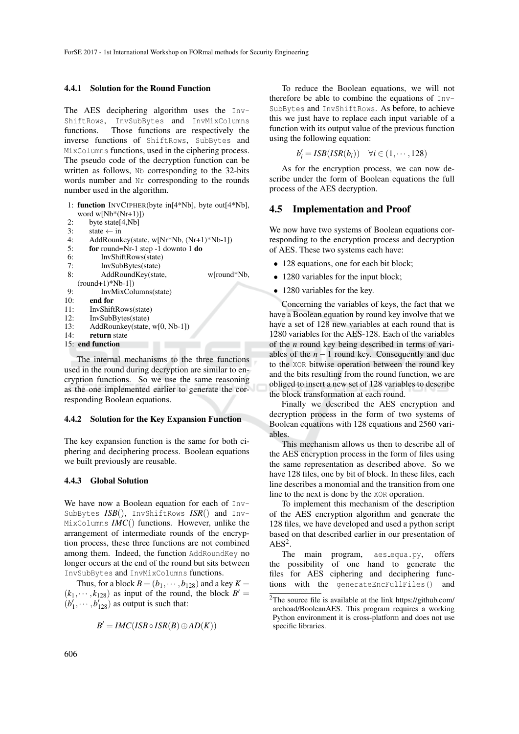#### 4.4.1 Solution for the Round Function

The AES deciphering algorithm uses the InvShiftRows, InvSubBytes and InvMixColumns functions. Those functions are respectively the inverse functions of ShiftRows, SubBytes and MixColumns functions, used in the ciphering process. The pseudo code of the decryption function can be written as follows, Nb corresponding to the 32-bits words number and Nr corresponding to the rounds number used in the algorithm.

```
1: function INVCIPHER(byte in[4*Nb], byte out[4*Nb], word w[Nb*(Nr+1)])
2:     byte state[4,Nb]
3:     state ← in
4:     AddRounkey(state, w[Nr*Nb, (Nr+1)*Nb-1])
5:     for round=Nr-1 step -1 downto 1 do
6:         InvShiftRows(state)
7:         InvSubBytes(state)
8:         AddRoundKey(state,            w[round*Nb, (round+1)*Nb-1])
9:         InvMixColumns(state)
10:    end for
11:    InvShiftRows(state)
12:    InvSubBytes(state)
13:    AddRounkey(state, w[0, Nb-1])
14:    return state
15: end function
```

The internal mechanisms to the three functions used in the round during decryption are similar to encryption functions. So we use the same reasoning as the one implemented earlier to generate the corresponding Boolean equations.

#### 4.4.2 Solution for the Key Expansion Function

The key expansion function is the same for both ciphering and deciphering process. Boolean equations we built previously are reusable.

#### 4.4.3 Global Solution

We have now a Boolean equation for each of InvSubBytes $ISB()$, InvShiftRows $ISR()$ and InvMixColumns $IMC()$ functions. However, unlike the arrangement of intermediate rounds of the encryption process, these three functions are not combined among them. Indeed, the function AddRoundKey no longer occurs at the end of the round but sits between InvSubBytes and InvMixColumns functions.

Thus, for a block $B = (b_1, \cdots, b_{128})$ and a key $K = (k_1, \cdots, k_{128})$ as input of the round, the block $B' = (b'_1, \cdots, b'_{128})$ as output is such that:

$$B' = IMC(ISB \circ ISR(B) \oplus AD(K))$$

To reduce the Boolean equations, we will not therefore be able to combine the equations of InvSubBytes and InvShiftRows. As before, to achieve this we just have to replace each input variable of a function with its output value of the previous function using the following equation:

$$b'_i = ISB(ISR(b_i)) \quad \forall i \in (1, \cdots, 128)$$

As for the encryption process, we can now describe under the form of Boolean equations the full process of the AES decryption.

## 4.5 Implementation and Proof

We now have two systems of Boolean equations corresponding to the encryption process and decryption of AES. These two systems each have:

- 128 equations, one for each bit block;
- 1280 variables for the input block;
- 1280 variables for the key.

Concerning the variables of keys, the fact that we have a Boolean equation by round key involve that we have a set of 128 new variables at each round that is 1280 variables for the AES-128. Each of the variables of the $n$ round key being described in terms of variables of the $n-1$ round key. Consequently and due to the XOR bitwise operation between the round key and the bits resulting from the round function, we are obliged to insert a new set of 128 variables to describe the block transformation at each round.

Finally we described the AES encryption and decryption process in the form of two systems of Boolean equations with 128 equations and 2560 variables.

This mechanism allows us then to describe all of the AES encryption process in the form of files using the same representation as described above. So we have 128 files, one by bit of block. In these files, each line describes a monomial and the transition from one line to the next is done by the XOR operation.

To implement this mechanism of the description of the AES encryption algorithm and generate the 128 files, we have developed and used a python script based on that described earlier in our presentation of AES[2].

The main program, aes_equa.py, offers the possibility of one hand to generate the files for AES ciphering and deciphering functions with the generateEncFullFiles() and

[2]The source file is available at the link https://github.com/archoad/BooleanAES. This program requires a working Python environment it is cross-platform and does not use specific libraries.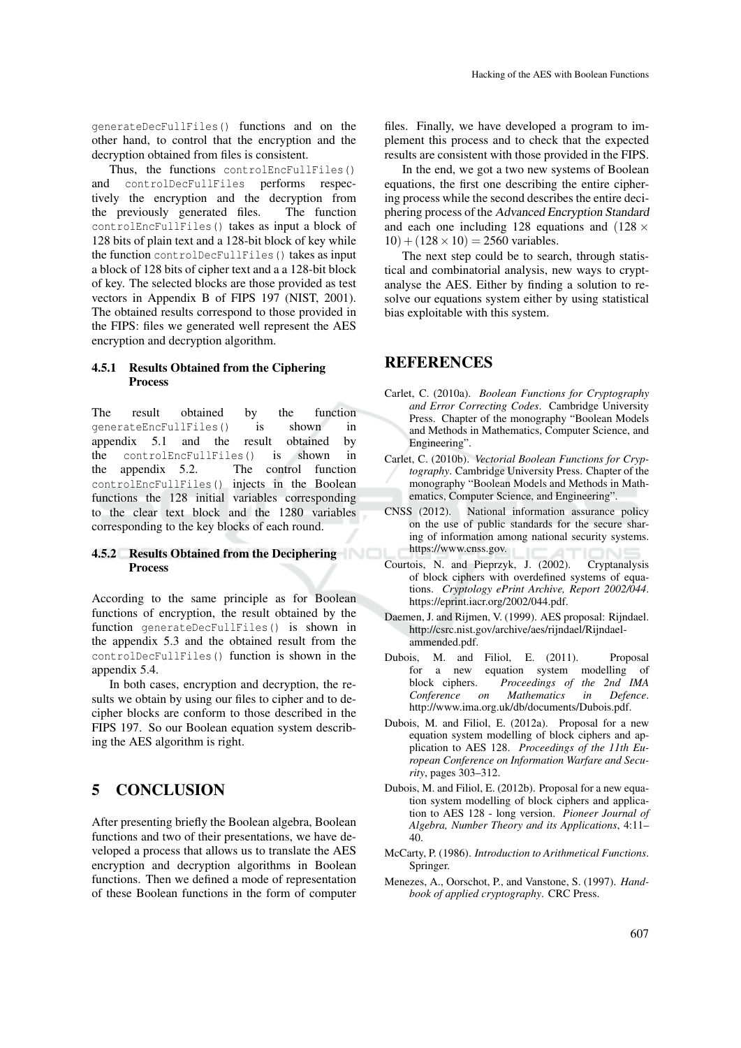generateDecFullFiles() functions and on the other hand, to control that the encryption and the decryption obtained from files is consistent.

Thus, the functions controlEncFullFiles() and controlDecFullFiles performs respectively the encryption and the decryption from the previously generated files. The function controlEncFullFiles() takes as input a block of 128 bits of plain text and a 128-bit block of key while the function controlDecFullFiles() takes as input a block of 128 bits of cipher text and a a 128-bit block of key. The selected blocks are those provided as test vectors in Appendix B of FIPS 197 (NIST, 2001). The obtained results correspond to those provided in the FIPS: files we generated well represent the AES encryption and decryption algorithm.

#### 4.5.1 Results Obtained from the Ciphering Process

The result obtained by the function generateEncFullFiles() is shown in appendix 5.1 and the result obtained by the controlEncFullFiles() is shown in the appendix 5.2. The control function controlEncFullFiles() injects in the Boolean functions the 128 initial variables corresponding to the clear text block and the 1280 variables corresponding to the key blocks of each round.

#### 4.5.2 Results Obtained from the Deciphering Process

According to the same principle as for Boolean functions of encryption, the result obtained by the function generateDecFullFiles() is shown in the appendix 5.3 and the obtained result from the controlDecFullFiles() function is shown in the appendix 5.4.

In both cases, encryption and decryption, the results we obtain by using our files to cipher and to decipher blocks are conform to those described in the FIPS 197. So our Boolean equation system describing the AES algorithm is right.

## 5 CONCLUSION

After presenting briefly the Boolean algebra, Boolean functions and two of their presentations, we have developed a process that allows us to translate the AES encryption and decryption algorithms in Boolean functions. Then we defined a mode of representation of these Boolean functions in the form of computer files. Finally, we have developed a program to implement this process and to check that the expected results are consistent with those provided in the FIPS.

In the end, we got a two new systems of Boolean equations, the first one describing the entire ciphering process while the second describes the entire deciphering process of the *Advanced Encryption Standard* and each one including 128 equations and $(128 \times 10) + (128 \times 10) = 2560$ variables.

The next step could be to search, through statistical and combinatorial analysis, new ways to cryptanalyse the AES. Either by finding a solution to resolve our equations system either by using statistical bias exploitable with this system.

## REFERENCES

Carlet, C. (2010a). *Boolean Functions for Cryptography and Error Correcting Codes*. Cambridge University Press. Chapter of the monography "Boolean Models and Methods in Mathematics, Computer Science, and Engineering".

Carlet, C. (2010b). *Vectorial Boolean Functions for Cryptography*. Cambridge University Press. Chapter of the monography "Boolean Models and Methods in Mathematics, Computer Science, and Engineering".

CNSS (2012). National information assurance policy on the use of public standards for the secure sharing of information among national security systems. https://www.cnss.gov.

Courtois, N. and Pieprzyk, J. (2002). Cryptanalysis of block ciphers with overdefined systems of equations. *Cryptology ePrint Archive, Report 2002/044*. https://eprint.iacr.org/2002/044.pdf.

Daemen, J. and Rijmen, V. (1999). AES proposal: Rijndael. http://csrc.nist.gov/archive/aes/rijndael/Rijndael-ammended.pdf.

Dubois, M. and Filiol, E. (2011). Proposal for a new equation system modelling of block ciphers. *Proceedings of the 2nd IMA Conference on Mathematics in Defence*. http://www.ima.org.uk/db/documents/Dubois.pdf.

Dubois, M. and Filiol, E. (2012a). Proposal for a new equation system modelling of block ciphers and application to AES 128. *Proceedings of the 11th European Conference on Information Warfare and Security*, pages 303–312.

Dubois, M. and Filiol, E. (2012b). Proposal for a new equation system modelling of block ciphers and application to AES 128 - long version. *Pioneer Journal of Algebra, Number Theory and its Applications*, 4:11–40.

McCarty, P. (1986). *Introduction to Arithmetical Functions*. Springer.

Menezes, A., Oorschot, P., and Vanstone, S. (1997). *Handbook of applied cryptography*. CRC Press.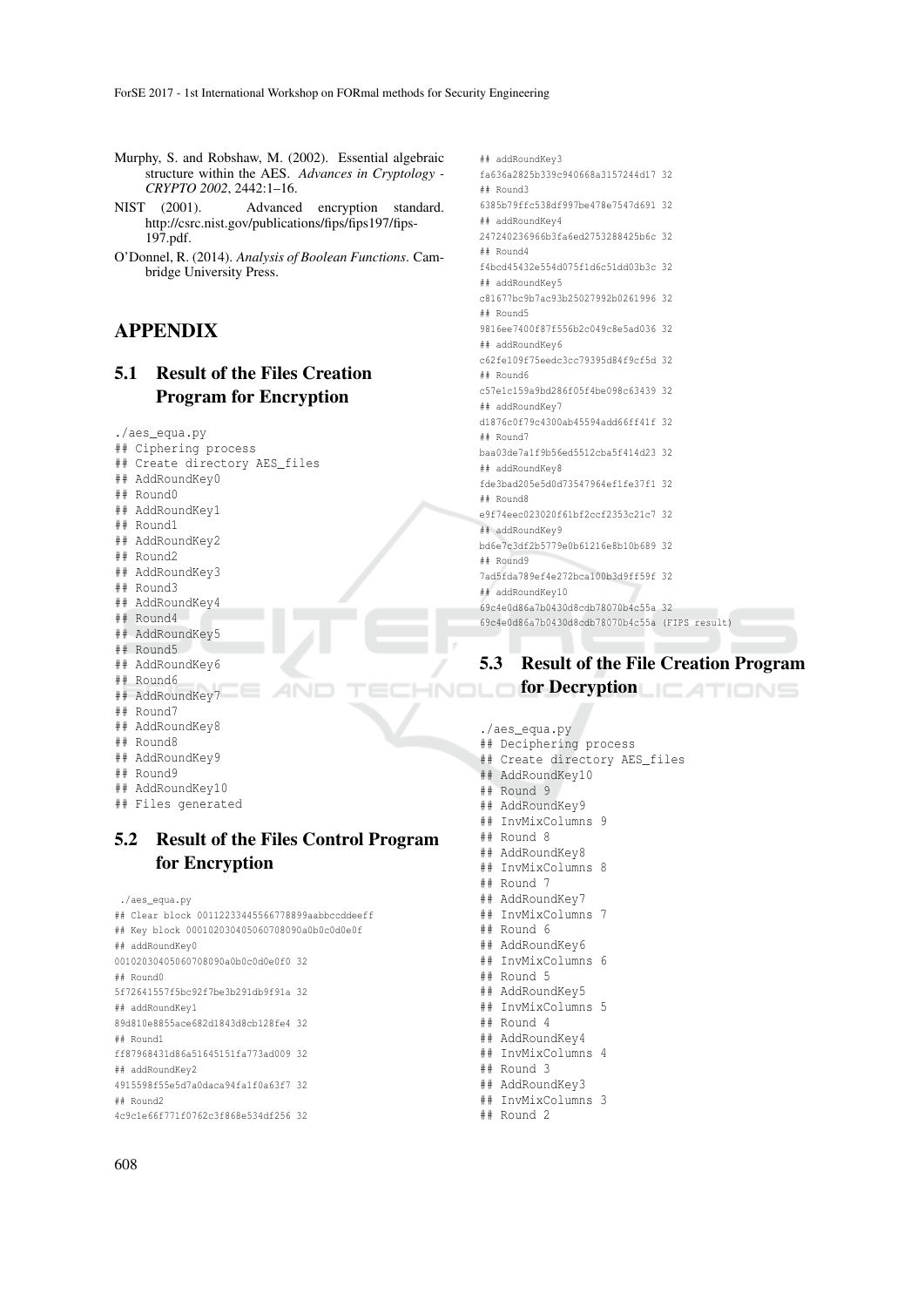Murphy, S. and Robshaw, M. (2002). Essential algebraic structure within the AES. *Advances in Cryptology - CRYPTO 2002*, 2442:1–16.

NIST (2001). Advanced encryption standard. http://csrc.nist.gov/publications/fips/fips197/fips-197.pdf.

O'Donnel, R. (2014). *Analysis of Boolean Functions*. Cambridge University Press.

# APPENDIX

## 5.1 Result of the Files Creation Program for Encryption

```
./aes_equa.py
## Ciphering process
## Create directory AES_files
## AddRoundKey0
## Round0
## AddRoundKey1
## Round1
## AddRoundKey2
## Round2
## AddRoundKey3
## Round3
## AddRoundKey4
## Round4
## AddRoundKey5
## Round5
## AddRoundKey6
## Round6
## AddRoundKey7
## Round7
## AddRoundKey8
## Round8
## AddRoundKey9
## Round9
## AddRoundKey10
## Files generated
```

## 5.2 Result of the Files Control Program for Encryption

```
./aes_equa.py
## Clear block 00112233445566778899aabbccddeeff
## Key block 000102030405060708090a0b0c0d0e0f
## addRoundKey0
00102030405060708090a0b0c0d0e0f0 32
## Round0
5f72641557f5bc92f7be3b291db9f91a 32
## addRoundKey1
89d810e8855ace682d1843d8cb128fe4 32
## Round1
ff87968431d86a51645151fa773ad009 32
## addRoundKey2
4915598f55e5d7a0daca94fa1f0a63f7 32
## Round2
4c9c1e66f771f0762c3f868e534df256 32
## addRoundKey3
fa636a2825b339c940668a3157244d17 32
## Round3
6385b79ffc538df997be478e7547d691 32
## addRoundKey4
247240236966b3fa6ed2753288425b6c 32
## Round4
f4bcd45432e554d075f1d6c51dd03b3c 32
## addRoundKey5
c81677bc9b7ac93b25027992b0261996 32
## Round5
9816ee7400f87f556b2c049c8e5ad036 32
## addRoundKey6
c62fe109f75eedc3cc79395d84f9cf5d 32
## Round6
c57e1c159a9bd286f05f4be098c63439 32
## addRoundKey7
d1876c0f79c4300ab45594add66ff41f 32
## Round7
baa03de7a1f9b56ed5512cba5f414d23 32
## addRoundKey8
fde3bad205e5d0d73547964ef1fe37f1 32
## Round8
e9f74eec023020f61bf2ccf2353c21c7 32
## addRoundKey9
bd6e7c3df2b5779e0b61216e8b10b689 32
## Round9
7ad5fda789ef4e272bca100b3d9ff59f 32
## addRoundKey10
69c4e0d86a7b0430d8cdb78070b4c55a 32
69c4e0d86a7b0430d8cdb78070b4c55a (FIPS result)
```

## 5.3 Result of the File Creation Program for Decryption

```
./aes_equa.py
## Deciphering process
## Create directory AES_files
## AddRoundKey10
## Round 9
## AddRoundKey9
## InvMixColumns 9
## Round 8
## AddRoundKey8
## InvMixColumns 8
## Round 7
## AddRoundKey7
## InvMixColumns 7
## Round 6
## AddRoundKey6
## InvMixColumns 6
## Round 5
## AddRoundKey5
## InvMixColumns 5
## Round 4
## AddRoundKey4
## InvMixColumns 4
## Round 3
## AddRoundKey3
## InvMixColumns 3
## Round 2
```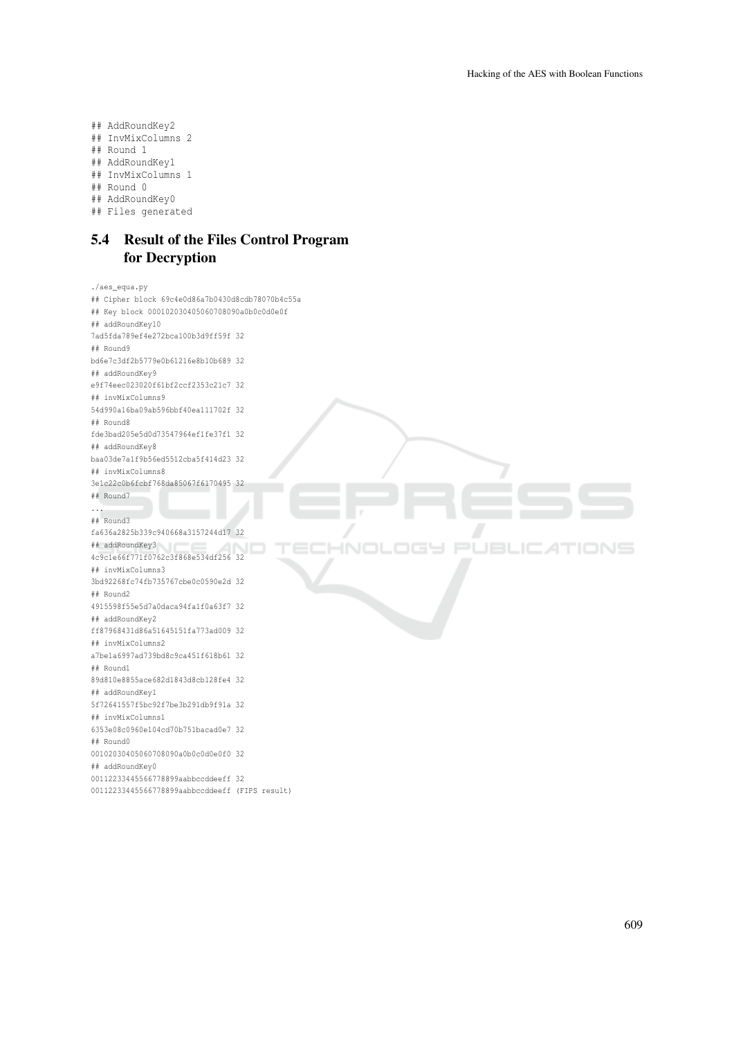```
## AddRoundKey2
## InvMixColumns 2
## Round 1
## AddRoundKey1
## InvMixColumns 1
## Round 0
## AddRoundKey0
## Files generated
```

### 5.4 Result of the Files Control Program for Decryption

```
./aes_equa.py
## Cipher block 69c4e0d86a7b0430d8cdb78070b4c55a
## Key block 000102030405060708090a0b0c0d0e0f
## addRoundKey10
7ad5fda789ef4e272bca100b3d9ff59f 32
## Round9
bd6e7c3df2b5779e0b61216e8b10b689 32
## addRoundKey9
e9f74eec023020f61bf2ccf2353c21c7 32
## invMixColumns9
54d990a16ba09ab596bbf40ea111702f 32
## Round8
fde3bad205e5d0d73547964ef1fe37f1 32
## addRoundKey8
baa03de7a1f9b56ed5512cba5f414d23 32
## invMixColumns8
3e1c22c0b6fcbf768da85067f6170495 32
## Round7
...
## Round3
fa636a2825b339c940668a3157244d17 32
## addRoundKey3
4c9c1e66f771f0762c3f868e534df256 32
## invMixColumns3
3bd92268fc74fb735767cbe0c0590e2d 32
## Round2
4915598f55e5d7a0daca94fa1f0a63f7 32
## addRoundKey2
ff87968431d86a51645151fa773ad009 32
## invMixColumns2
a7be1a6997ad739bd8c9ca451f618b61 32
## Round1
89d810e8855ace682d1843d8cb128fe4 32
## addRoundKey1
5f72641557f5bc92f7be3b291db9f91a 32
## invMixColumns1
6353e08c0960e104cd70b751bacad0e7 32
## Round0
00102030405060708090a0b0c0d0e0f0 32
## addRoundKey0
00112233445566778899aabbccddeeff 32
00112233445566778899aabbccddeeff (FIPS result)
```